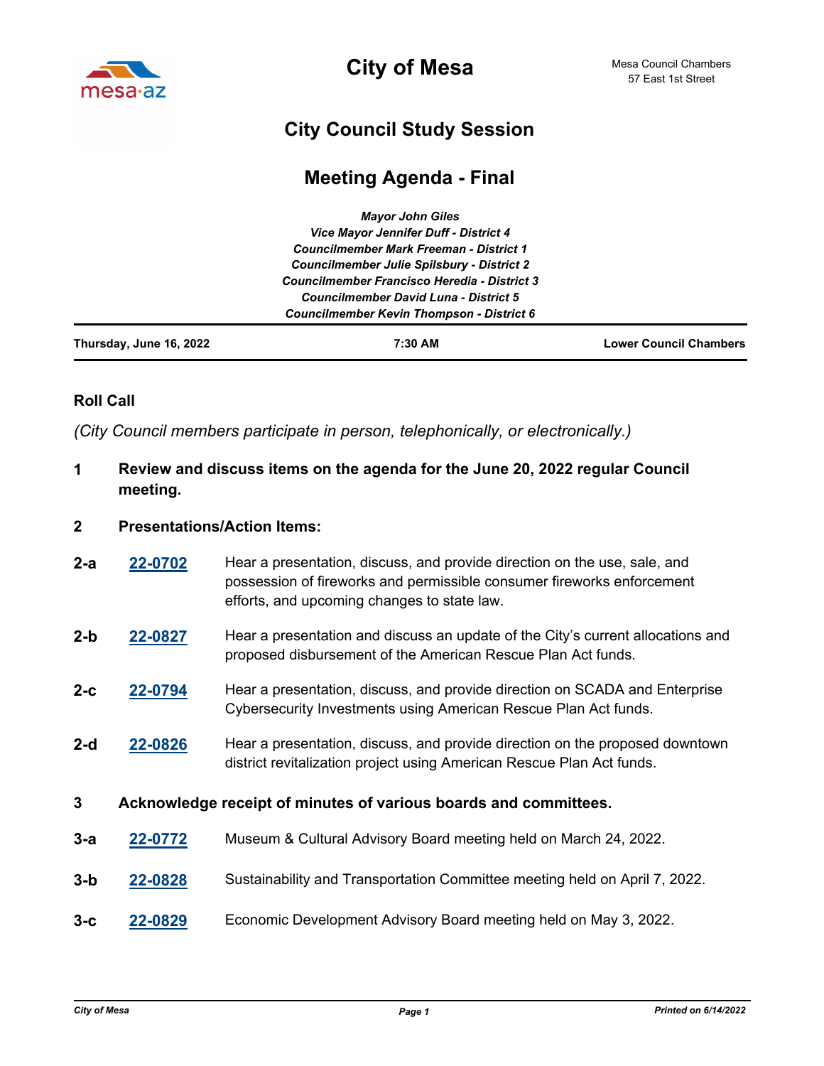# City of Mesa

Mesa Council Chambers
57 East 1st Street

## City Council Study Session

## Meeting Agenda - Final

*Mayor John Giles*
*Vice Mayor Jennifer Duff - District 4*
*Councilmember Mark Freeman - District 1*
*Councilmember Julie Spilsbury - District 2*
*Councilmember Francisco Heredia - District 3*
*Councilmember David Luna - District 5*
*Councilmember Kevin Thompson - District 6*

**Thursday, June 16, 2022** | **7:30 AM** | **Lower Council Chambers**

### Roll Call

*(City Council members participate in person, telephonically, or electronically.)*

**1 Review and discuss items on the agenda for the June 20, 2022 regular Council meeting.**

**2 Presentations/Action Items:**

**2-a** **22-0702** Hear a presentation, discuss, and provide direction on the use, sale, and possession of fireworks and permissible consumer fireworks enforcement efforts, and upcoming changes to state law.

**2-b** **22-0827** Hear a presentation and discuss an update of the City's current allocations and proposed disbursement of the American Rescue Plan Act funds.

**2-c** **22-0794** Hear a presentation, discuss, and provide direction on SCADA and Enterprise Cybersecurity Investments using American Rescue Plan Act funds.

**2-d** **22-0826** Hear a presentation, discuss, and provide direction on the proposed downtown district revitalization project using American Rescue Plan Act funds.

**3 Acknowledge receipt of minutes of various boards and committees.**

**3-a** **22-0772** Museum & Cultural Advisory Board meeting held on March 24, 2022.

**3-b** **22-0828** Sustainability and Transportation Committee meeting held on April 7, 2022.

**3-c** **22-0829** Economic Development Advisory Board meeting held on May 3, 2022.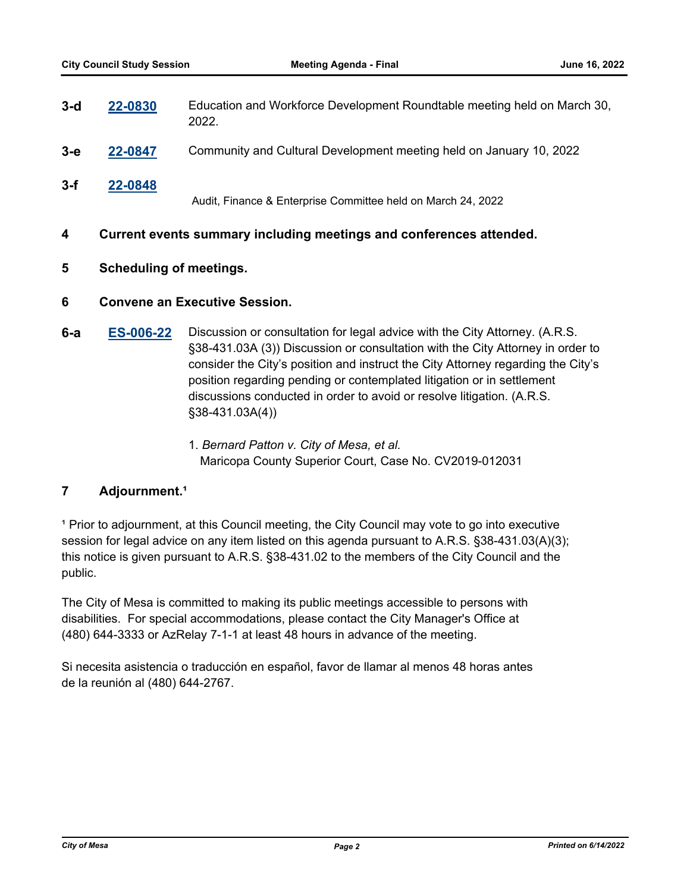**3-d** **22-0830** Education and Workforce Development Roundtable meeting held on March 30, 2022.

**3-e** **22-0847** Community and Cultural Development meeting held on January 10, 2022

**3-f** **22-0848** Audit, Finance & Enterprise Committee held on March 24, 2022

**4 Current events summary including meetings and conferences attended.**

**5 Scheduling of meetings.**

**6 Convene an Executive Session.**

**6-a** **ES-006-22** Discussion or consultation for legal advice with the City Attorney. (A.R.S. §38-431.03A (3)) Discussion or consultation with the City Attorney in order to consider the City's position and instruct the City Attorney regarding the City's position regarding pending or contemplated litigation or in settlement discussions conducted in order to avoid or resolve litigation. (A.R.S. §38-431.03A(4))

1. *Bernard Patton v. City of Mesa, et al.*
   Maricopa County Superior Court, Case No. CV2019-012031

**7 Adjournment.[1]**

[1] Prior to adjournment, at this Council meeting, the City Council may vote to go into executive session for legal advice on any item listed on this agenda pursuant to A.R.S. §38-431.03(A)(3); this notice is given pursuant to A.R.S. §38-431.02 to the members of the City Council and the public.

The City of Mesa is committed to making its public meetings accessible to persons with disabilities. For special accommodations, please contact the City Manager's Office at (480) 644-3333 or AzRelay 7-1-1 at least 48 hours in advance of the meeting.

Si necesita asistencia o traducción en español, favor de llamar al menos 48 horas antes de la reunión al (480) 644-2767.